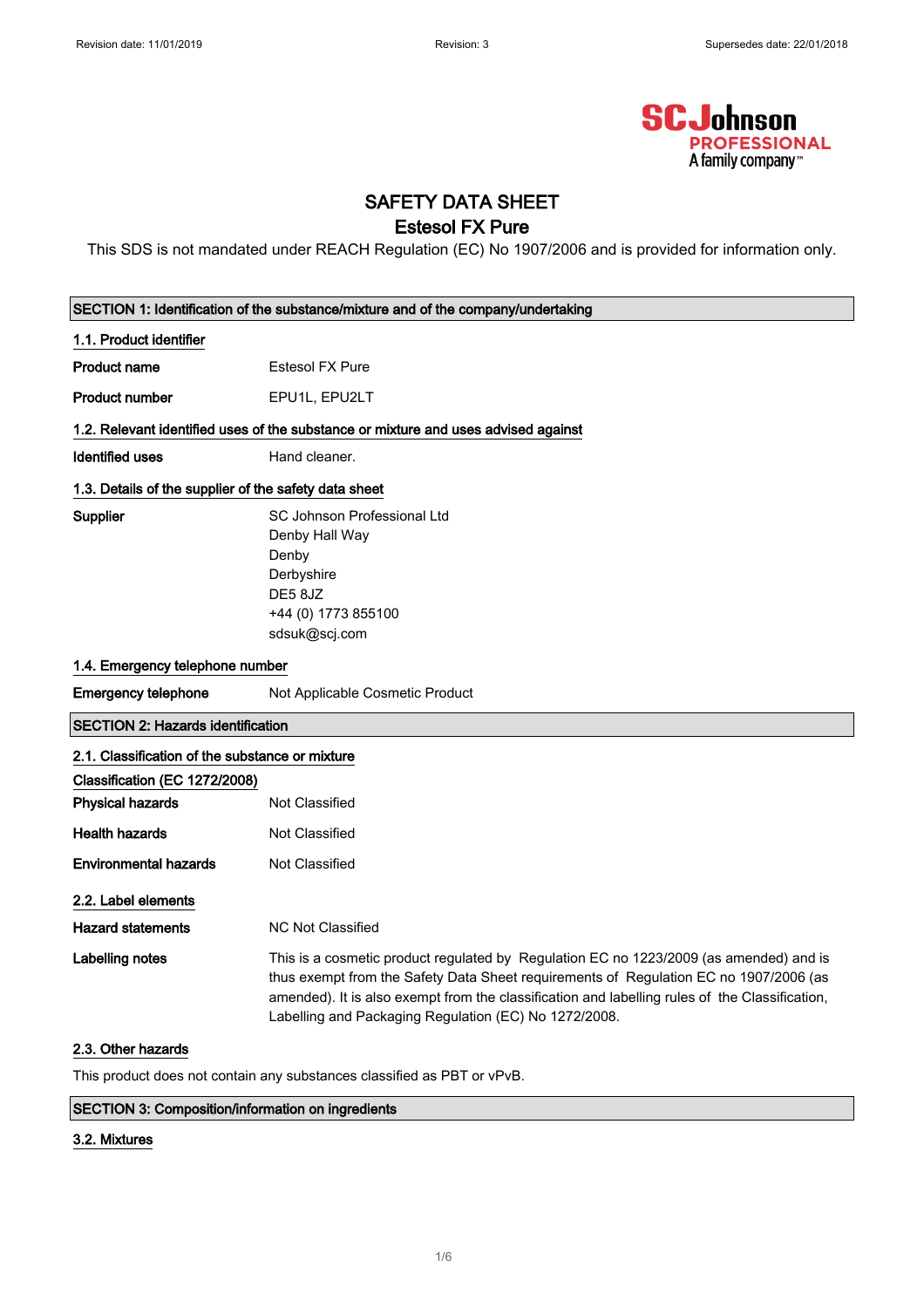SC Johnson PROFESSIONAL A family company™

# SAFETY DATA SHEET

## Estesol FX Pure

This SDS is not mandated under REACH Regulation (EC) No 1907/2006 and is provided for information only.

### SECTION 1: Identification of the substance/mixture and of the company/undertaking

#### 1.1. Product identifier

**Product name** Estesol FX Pure

**Product number** EPU1L, EPU2LT

#### 1.2. Relevant identified uses of the substance or mixture and uses advised against

**Identified uses** Hand cleaner.

#### 1.3. Details of the supplier of the safety data sheet

**Supplier**
SC Johnson Professional Ltd
Denby Hall Way
Denby
Derbyshire
DE5 8JZ
+44 (0) 1773 855100
sdsuk@scj.com

#### 1.4. Emergency telephone number

**Emergency telephone** Not Applicable Cosmetic Product

### SECTION 2: Hazards identification

#### 2.1. Classification of the substance or mixture

**Classification (EC 1272/2008)**

**Physical hazards** Not Classified

**Health hazards** Not Classified

**Environmental hazards** Not Classified

#### 2.2. Label elements

**Hazard statements** NC Not Classified

**Labelling notes** This is a cosmetic product regulated by Regulation EC no 1223/2009 (as amended) and is thus exempt from the Safety Data Sheet requirements of Regulation EC no 1907/2006 (as amended). It is also exempt from the classification and labelling rules of the Classification, Labelling and Packaging Regulation (EC) No 1272/2008.

#### 2.3. Other hazards

This product does not contain any substances classified as PBT or vPvB.

### SECTION 3: Composition/information on ingredients

#### 3.2. Mixtures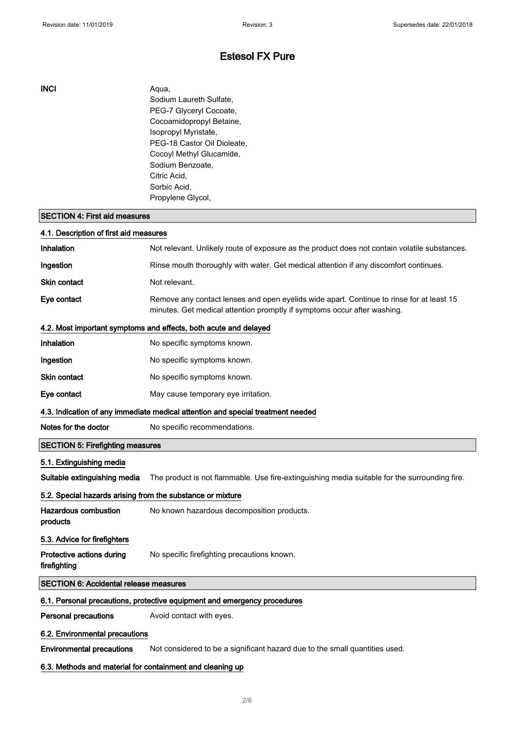# Estesol FX Pure

| | |
|---|---|
| **INCI** | Aqua,<br>Sodium Laureth Sulfate,<br>PEG-7 Glyceryl Cocoate,<br>Cocoamidopropyl Betaine,<br>Isopropyl Myristate,<br>PEG-18 Castor Oil Dioleate,<br>Cocoyl Methyl Glucamide,<br>Sodium Benzoate,<br>Citric Acid,<br>Sorbic Acid,<br>Propylene Glycol, |

## SECTION 4: First aid measures

### 4.1. Description of first aid measures

| | |
|---|---|
| **Inhalation** | Not relevant. Unlikely route of exposure as the product does not contain volatile substances. |
| **Ingestion** | Rinse mouth thoroughly with water. Get medical attention if any discomfort continues. |
| **Skin contact** | Not relevant. |
| **Eye contact** | Remove any contact lenses and open eyelids wide apart. Continue to rinse for at least 15 minutes. Get medical attention promptly if symptoms occur after washing. |

### 4.2. Most important symptoms and effects, both acute and delayed

| | |
|---|---|
| **Inhalation** | No specific symptoms known. |
| **Ingestion** | No specific symptoms known. |
| **Skin contact** | No specific symptoms known. |
| **Eye contact** | May cause temporary eye irritation. |

### 4.3. Indication of any immediate medical attention and special treatment needed

| | |
|---|---|
| **Notes for the doctor** | No specific recommendations. |

## SECTION 5: Firefighting measures

### 5.1. Extinguishing media

| | |
|---|---|
| **Suitable extinguishing media** | The product is not flammable. Use fire-extinguishing media suitable for the surrounding fire. |

### 5.2. Special hazards arising from the substance or mixture

| | |
|---|---|
| **Hazardous combustion products** | No known hazardous decomposition products. |

### 5.3. Advice for firefighters

| | |
|---|---|
| **Protective actions during firefighting** | No specific firefighting precautions known. |

## SECTION 6: Accidental release measures

### 6.1. Personal precautions, protective equipment and emergency procedures

| | |
|---|---|
| **Personal precautions** | Avoid contact with eyes. |

### 6.2. Environmental precautions

| | |
|---|---|
| **Environmental precautions** | Not considered to be a significant hazard due to the small quantities used. |

### 6.3. Methods and material for containment and cleaning up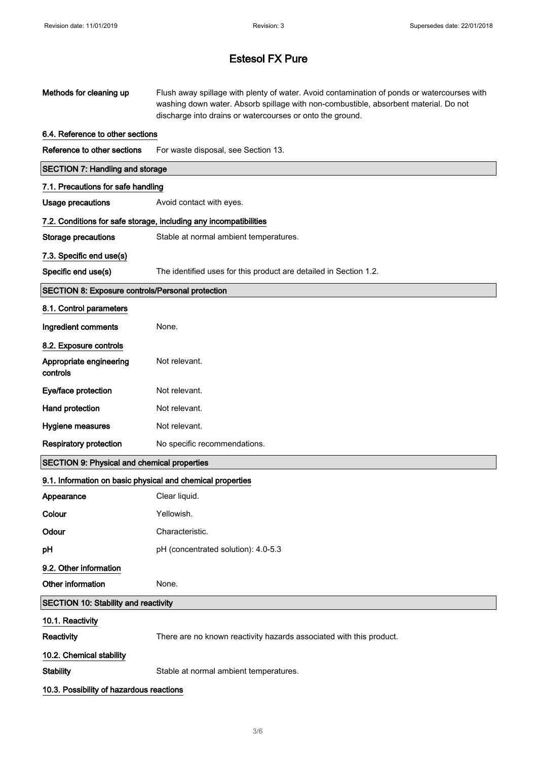# Estesol FX Pure

**Methods for cleaning up** Flush away spillage with plenty of water. Avoid contamination of ponds or watercourses with washing down water. Absorb spillage with non-combustible, absorbent material. Do not discharge into drains or watercourses or onto the ground.

### 6.4. Reference to other sections

**Reference to other sections** For waste disposal, see Section 13.

## SECTION 7: Handling and storage

### 7.1. Precautions for safe handling

**Usage precautions** Avoid contact with eyes.

### 7.2. Conditions for safe storage, including any incompatibilities

**Storage precautions** Stable at normal ambient temperatures.

### 7.3. Specific end use(s)

**Specific end use(s)** The identified uses for this product are detailed in Section 1.2.

## SECTION 8: Exposure controls/Personal protection

### 8.1. Control parameters

**Ingredient comments** None.

### 8.2. Exposure controls

**Appropriate engineering controls** Not relevant.

**Eye/face protection** Not relevant.

**Hand protection** Not relevant.

**Hygiene measures** Not relevant.

**Respiratory protection** No specific recommendations.

## SECTION 9: Physical and chemical properties

### 9.1. Information on basic physical and chemical properties

**Appearance** Clear liquid.

**Colour** Yellowish.

**Odour** Characteristic.

**pH** pH (concentrated solution): 4.0-5.3

### 9.2. Other information

**Other information** None.

## SECTION 10: Stability and reactivity

### 10.1. Reactivity

**Reactivity** There are no known reactivity hazards associated with this product.

### 10.2. Chemical stability

**Stability** Stable at normal ambient temperatures.

### 10.3. Possibility of hazardous reactions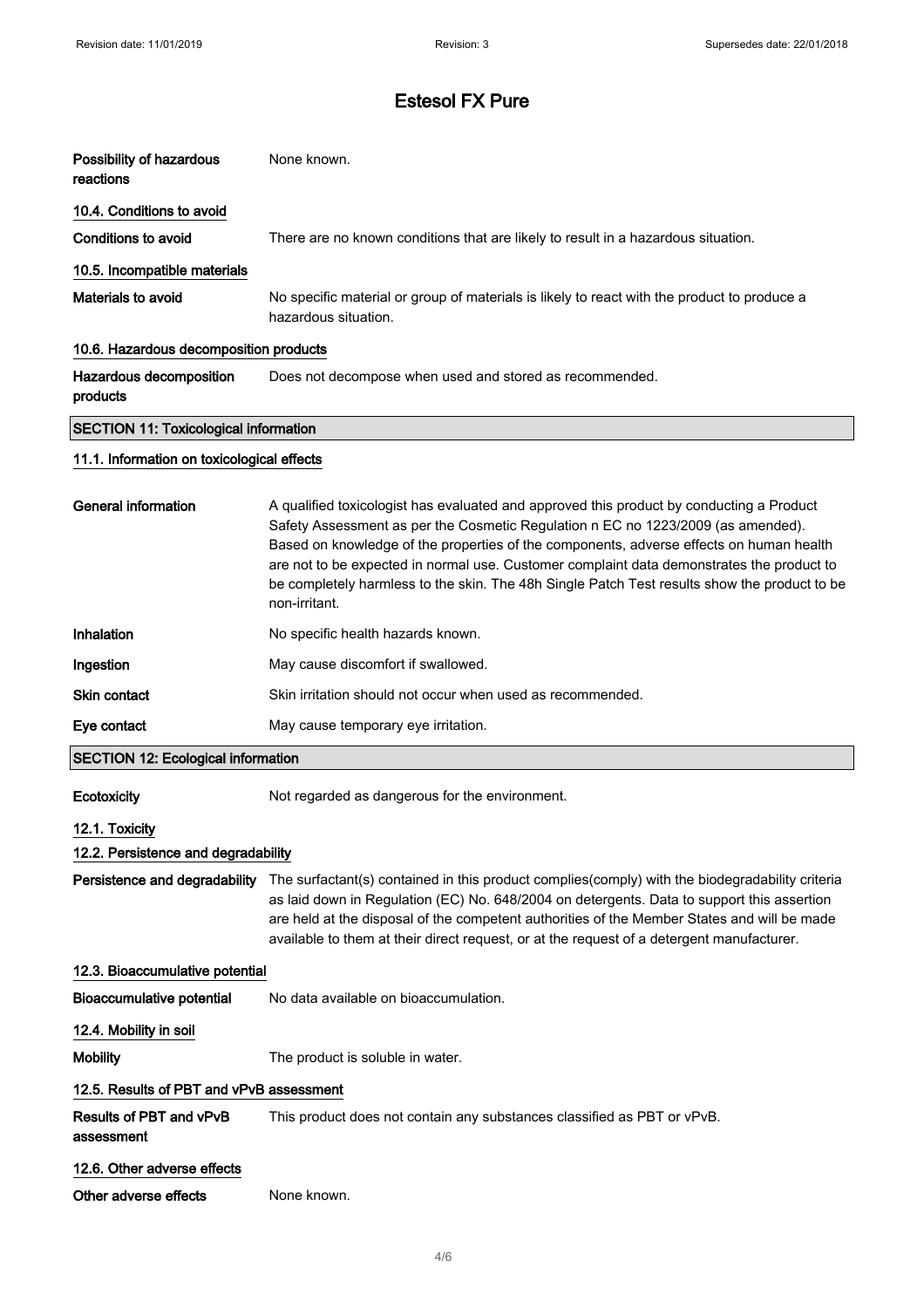# Estesol FX Pure

**Possibility of hazardous reactions** None known.

### 10.4. Conditions to avoid

**Conditions to avoid** There are no known conditions that are likely to result in a hazardous situation.

### 10.5. Incompatible materials

**Materials to avoid** No specific material or group of materials is likely to react with the product to produce a hazardous situation.

### 10.6. Hazardous decomposition products

**Hazardous decomposition products** Does not decompose when used and stored as recommended.

## SECTION 11: Toxicological information

### 11.1. Information on toxicological effects

**General information** A qualified toxicologist has evaluated and approved this product by conducting a Product Safety Assessment as per the Cosmetic Regulation n EC no 1223/2009 (as amended). Based on knowledge of the properties of the components, adverse effects on human health are not to be expected in normal use. Customer complaint data demonstrates the product to be completely harmless to the skin. The 48h Single Patch Test results show the product to be non-irritant.

**Inhalation** No specific health hazards known.

**Ingestion** May cause discomfort if swallowed.

**Skin contact** Skin irritation should not occur when used as recommended.

**Eye contact** May cause temporary eye irritation.

## SECTION 12: Ecological information

**Ecotoxicity** Not regarded as dangerous for the environment.

### 12.1. Toxicity

### 12.2. Persistence and degradability

**Persistence and degradability** The surfactant(s) contained in this product complies(comply) with the biodegradability criteria as laid down in Regulation (EC) No. 648/2004 on detergents. Data to support this assertion are held at the disposal of the competent authorities of the Member States and will be made available to them at their direct request, or at the request of a detergent manufacturer.

### 12.3. Bioaccumulative potential

**Bioaccumulative potential** No data available on bioaccumulation.

### 12.4. Mobility in soil

**Mobility** The product is soluble in water.

### 12.5. Results of PBT and vPvB assessment

**Results of PBT and vPvB assessment** This product does not contain any substances classified as PBT or vPvB.

### 12.6. Other adverse effects

**Other adverse effects** None known.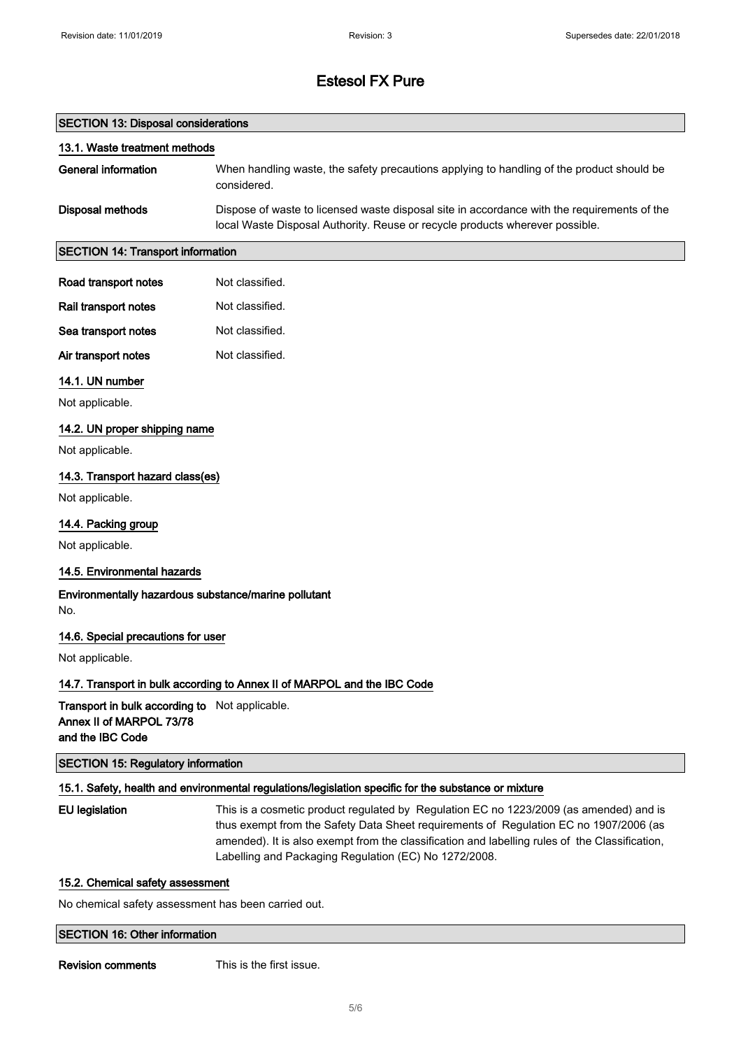# Estesol FX Pure

## SECTION 13: Disposal considerations

### 13.1. Waste treatment methods

**General information** When handling waste, the safety precautions applying to handling of the product should be considered.

**Disposal methods** Dispose of waste to licensed waste disposal site in accordance with the requirements of the local Waste Disposal Authority. Reuse or recycle products wherever possible.

## SECTION 14: Transport information

**Road transport notes** Not classified.

**Rail transport notes** Not classified.

**Sea transport notes** Not classified.

**Air transport notes** Not classified.

### 14.1. UN number

Not applicable.

### 14.2. UN proper shipping name

Not applicable.

### 14.3. Transport hazard class(es)

Not applicable.

### 14.4. Packing group

Not applicable.

### 14.5. Environmental hazards

**Environmentally hazardous substance/marine pollutant**
No.

### 14.6. Special precautions for user

Not applicable.

### 14.7. Transport in bulk according to Annex II of MARPOL and the IBC Code

**Transport in bulk according to Annex II of MARPOL 73/78 and the IBC Code** Not applicable.

## SECTION 15: Regulatory information

### 15.1. Safety, health and environmental regulations/legislation specific for the substance or mixture

**EU legislation** This is a cosmetic product regulated by Regulation EC no 1223/2009 (as amended) and is thus exempt from the Safety Data Sheet requirements of Regulation EC no 1907/2006 (as amended). It is also exempt from the classification and labelling rules of the Classification, Labelling and Packaging Regulation (EC) No 1272/2008.

### 15.2. Chemical safety assessment

No chemical safety assessment has been carried out.

## SECTION 16: Other information

**Revision comments** This is the first issue.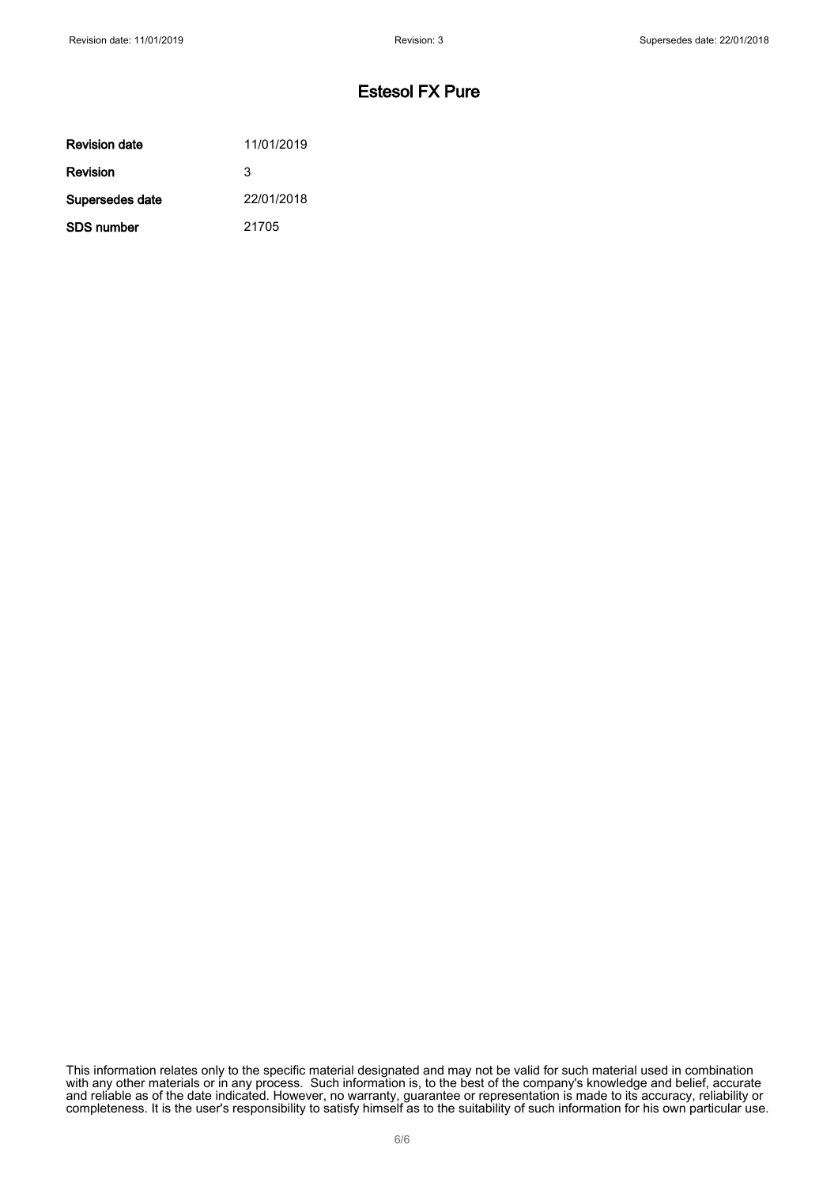# Estesol FX Pure

| | |
|---|---|
| **Revision date** | 11/01/2019 |
| **Revision** | 3 |
| **Supersedes date** | 22/01/2018 |
| **SDS number** | 21705 |

This information relates only to the specific material designated and may not be valid for such material used in combination with any other materials or in any process. Such information is, to the best of the company's knowledge and belief, accurate and reliable as of the date indicated. However, no warranty, guarantee or representation is made to its accuracy, reliability or completeness. It is the user's responsibility to satisfy himself as to the suitability of such information for his own particular use.